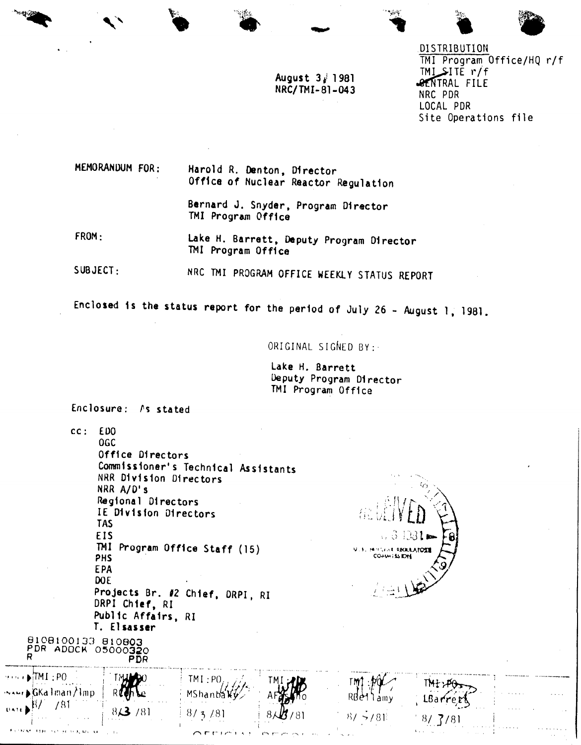DISTRIBUTION
TMI Program Office/HQ r/f
TMI SITE r/f
CENTRAL FILE
NRC PDR
LOCAL PDR
Site Operations file

August 3, 1981
NRC/TMI-81-043

MEMORANDUM FOR: Harold R. Denton, Director
Office of Nuclear Reactor Regulation

Bernard J. Snyder, Program Director
TMI Program Office

FROM: Lake H. Barrett, Deputy Program Director
TMI Program Office

SUBJECT: NRC TMI PROGRAM OFFICE WEEKLY STATUS REPORT

Enclosed is the status report for the period of July 26 - August 1, 1981.

ORIGINAL SIGNED BY:

Lake H. Barrett
Deputy Program Director
TMI Program Office

Enclosure: As stated

cc: EDO
OGC
Office Directors
Commissioner's Technical Assistants
NRR Division Directors
NRR A/D's
Regional Directors
IE Division Directors
TAS
EIS
TMI Program Office Staff (15)
PHS
EPA
DOE
Projects Br. #2 Chief, DRPI, RI
DRPI Chief, RI
Public Affairs, RI
T. Elsasser

8108100133 810803
PDR ADOCK 05000320
R PDR

| OFFICE | TMI:PO | TMI:PO | TMI:PO | TMI:PO | TMI:PO | TMI:PO |
|---|---|---|---|---|---|---|
| SURNAME | GKalman/lmp | RConte | MShanbaky | AFasano | RBellamy | LBarrett |
| DATE | 8/ /81 | 8/3/81 | 8/3/81 | 8/3/81 | 8/3/81 | 8/3/81 |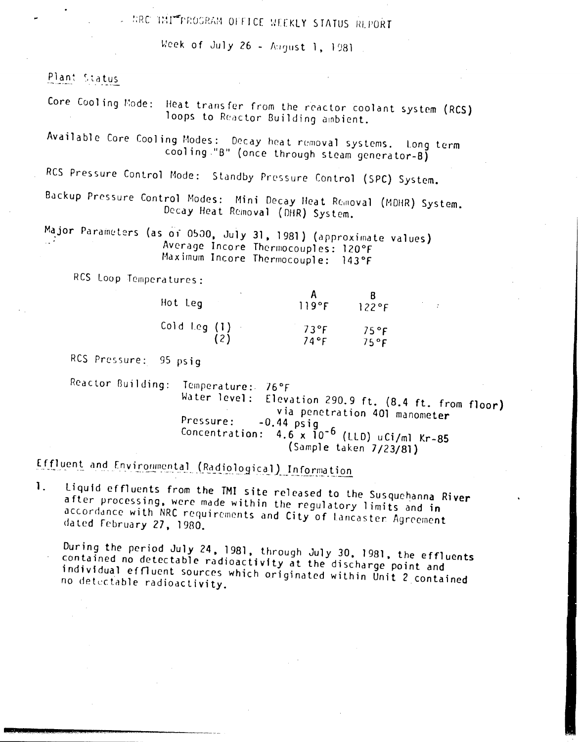# NRC TMI PROGRAM OFFICE WEEKLY STATUS REPORT

Week of July 26 - August 1, 1981

## Plant Status

Core Cooling Mode: Heat transfer from the reactor coolant system (RCS) loops to Reactor Building ambient.

Available Core Cooling Modes: Decay heat removal systems. Long term cooling "B" (once through steam generator-B)

RCS Pressure Control Mode: Standby Pressure Control (SPC) System.

Backup Pressure Control Modes: Mini Decay Heat Removal (MDHR) System. Decay Heat Removal (DHR) System.

Major Parameters (as of 0500, July 31, 1981) (approximate values)
Average Incore Thermocouples: 120°F
Maximum Incore Thermocouple: 143°F

RCS Loop Temperatures:

| | A | B |
|---|---|---|
| Hot Leg | 119°F | 122°F |
| Cold Leg (1) | 73°F | 75°F |
| (2) | 74°F | 75°F |

RCS Pressure: 95 psig

Reactor Building: Temperature: 76°F
Water level: Elevation 290.9 ft. (8.4 ft. from floor) via penetration 401 manometer
Pressure: -0.44 psig
Concentration: $4.6 \times 10^{-6}$ (LLD) uCi/ml Kr-85 (Sample taken 7/23/81)

## Effluent and Environmental (Radiological) Information

1. Liquid effluents from the TMI site released to the Susquehanna River after processing, were made within the regulatory limits and in accordance with NRC requirements and City of Lancaster Agreement dated February 27, 1980.

   During the period July 24, 1981, through July 30, 1981, the effluents contained no detectable radioactivity at the discharge point and individual effluent sources which originated within Unit 2 contained no detectable radioactivity.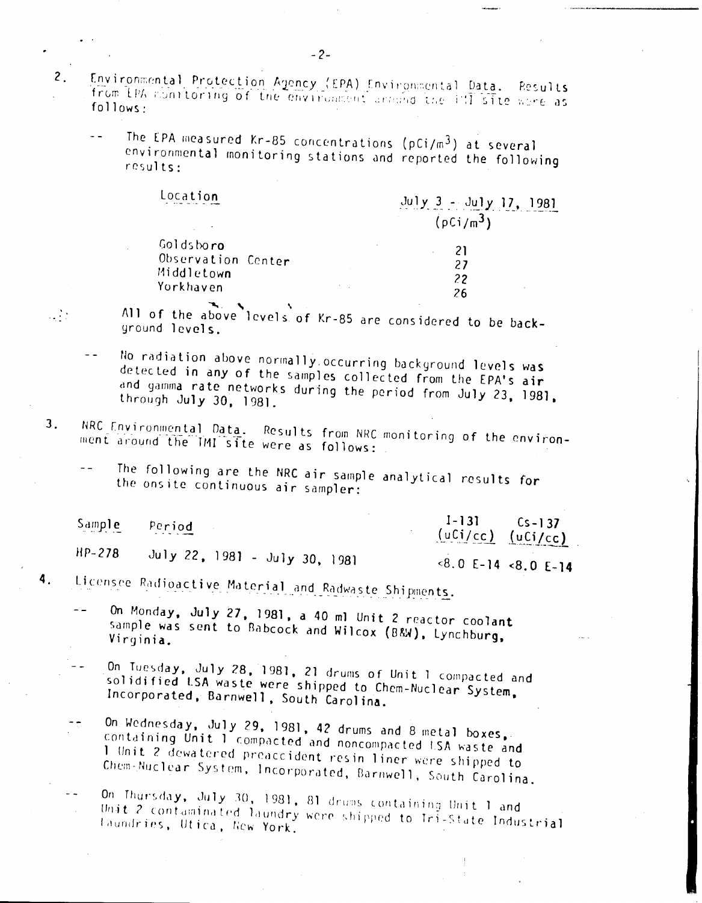2. Environmental Protection Agency (EPA) Environmental Data. Results from EPA monitoring of the environment around the TMI site were as follows:

   -- The EPA measured Kr-85 concentrations ($pCi/m^3$) at several environmental monitoring stations and reported the following results:

| Location | July 3 - July 17, 1981 ($pCi/m^3$) |
|---|---|
| Goldsboro | 21 |
| Observation Center | 27 |
| Middletown | 22 |
| Yorkhaven | 26 |

   All of the above levels of Kr-85 are considered to be background levels.

   -- No radiation above normally occurring background levels was detected in any of the samples collected from the EPA's air and gamma rate networks during the period from July 23, 1981, through July 30, 1981.

3. NRC Environmental Data. Results from NRC monitoring of the environment around the TMI site were as follows:

   -- The following are the NRC air sample analytical results for the onsite continuous air sampler:

| Sample | Period | I-131 (uCi/cc) | Cs-137 (uCi/cc) |
|---|---|---|---|
| HP-278 | July 22, 1981 - July 30, 1981 | <8.0 E-14 | <8.0 E-14 |

4. Licensee Radioactive Material and Radwaste Shipments.

   -- On Monday, July 27, 1981, a 40 ml Unit 2 reactor coolant sample was sent to Babcock and Wilcox (B&W), Lynchburg, Virginia.

   -- On Tuesday, July 28, 1981, 21 drums of Unit 1 compacted and solidified LSA waste were shipped to Chem-Nuclear System, Incorporated, Barnwell, South Carolina.

   -- On Wednesday, July 29, 1981, 42 drums and 8 metal boxes, containing Unit 1 compacted and noncompacted LSA waste and 1 Unit 2 dewatered preaccident resin liner were shipped to Chem-Nuclear System, Incorporated, Barnwell, South Carolina.

   -- On Thursday, July 30, 1981, 81 drums containing Unit 1 and Unit 2 contaminated laundry were shipped to Tri-State Industrial Laundries, Utica, New York.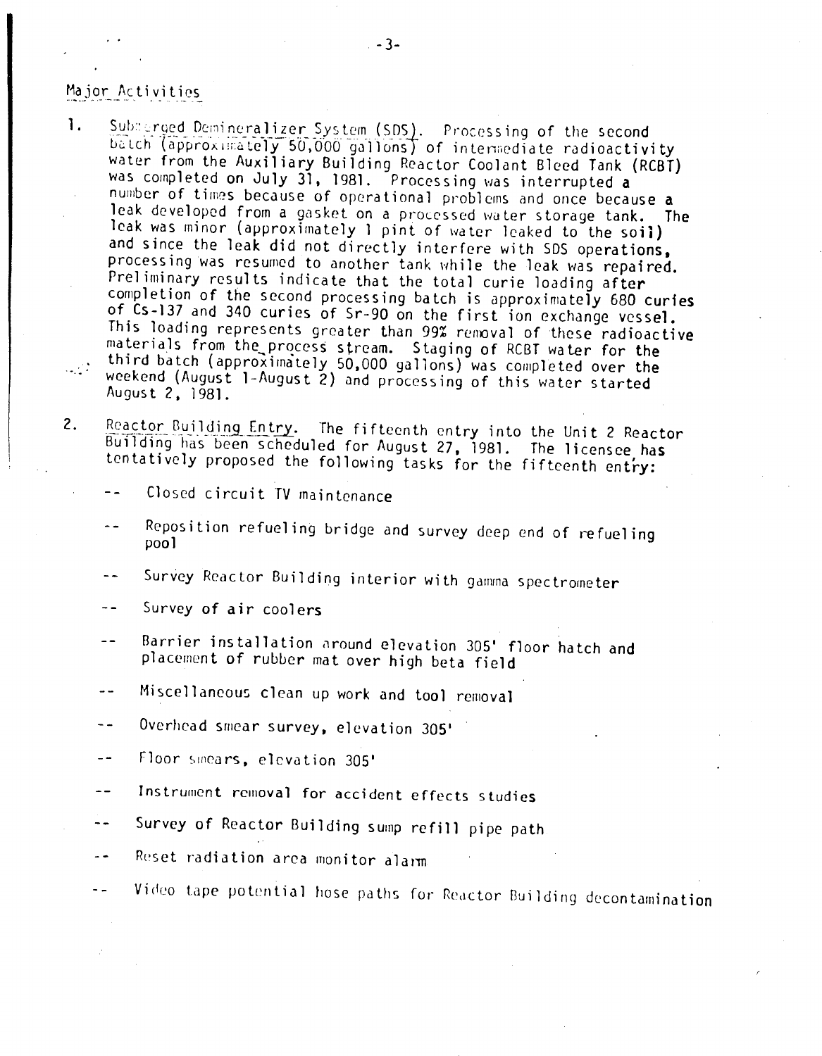## Major Activities

1. Submerged Demineralizer System (SDS). Processing of the second batch (approximately 50,000 gallons) of intermediate radioactivity water from the Auxiliary Building Reactor Coolant Bleed Tank (RCBT) was completed on July 31, 1981. Processing was interrupted a number of times because of operational problems and once because a leak developed from a gasket on a processed water storage tank. The leak was minor (approximately 1 pint of water leaked to the soil) and since the leak did not directly interfere with SDS operations, processing was resumed to another tank while the leak was repaired. Preliminary results indicate that the total curie loading after completion of the second processing batch is approximately 680 curies of Cs-137 and 340 curies of Sr-90 on the first ion exchange vessel. This loading represents greater than 99% removal of these radioactive materials from the process stream. Staging of RCBT water for the third batch (approximately 50,000 gallons) was completed over the weekend (August 1-August 2) and processing of this water started August 2, 1981.

2. Reactor Building Entry. The fifteenth entry into the Unit 2 Reactor Building has been scheduled for August 27, 1981. The licensee has tentatively proposed the following tasks for the fifteenth entry:

   -- Closed circuit TV maintenance

   -- Reposition refueling bridge and survey deep end of refueling pool

   -- Survey Reactor Building interior with gamma spectrometer

   -- Survey of air coolers

   -- Barrier installation around elevation 305' floor hatch and placement of rubber mat over high beta field

   -- Miscellaneous clean up work and tool removal

   -- Overhead smear survey, elevation 305'

   -- Floor smears, elevation 305'

   -- Instrument removal for accident effects studies

   -- Survey of Reactor Building sump refill pipe path

   -- Reset radiation area monitor alarm

   -- Video tape potential hose paths for Reactor Building decontamination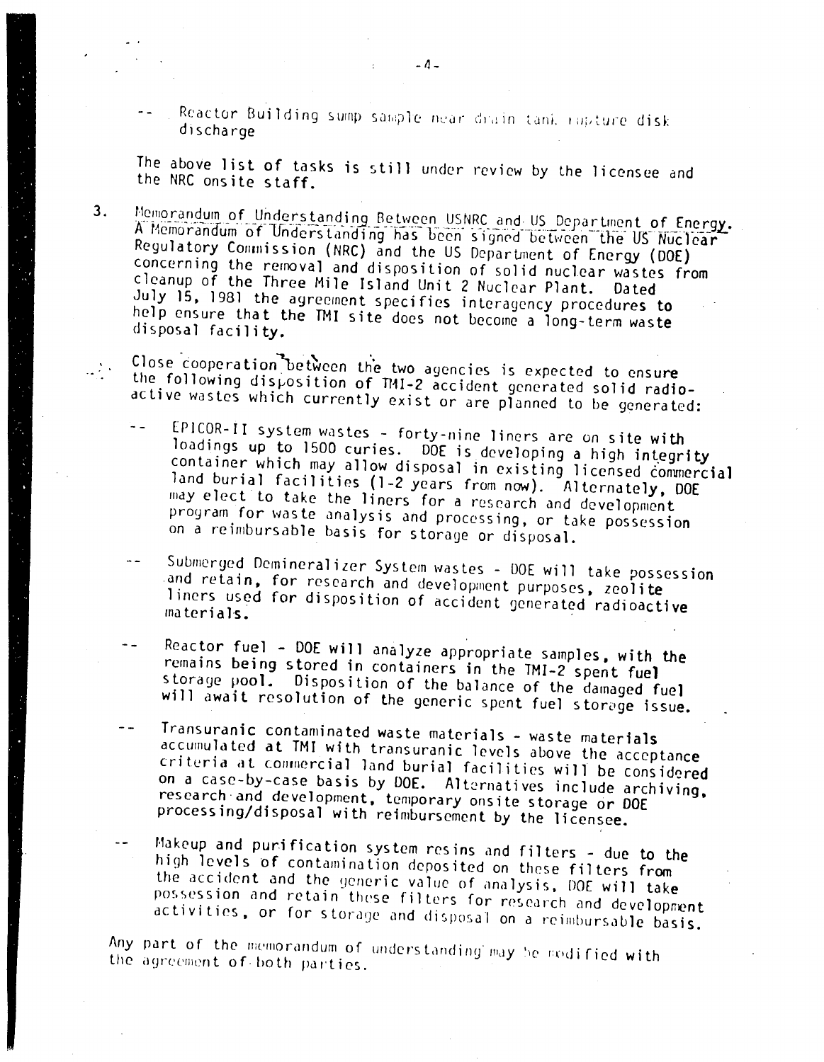-- Reactor Building sump sample near drain tank rupture disk discharge

The above list of tasks is still under review by the licensee and the NRC onsite staff.

3. Memorandum of Understanding Between USNRC and US Department of Energy. A Memorandum of Understanding has been signed between the US Nuclear Regulatory Commission (NRC) and the US Department of Energy (DOE) concerning the removal and disposition of solid nuclear wastes from cleanup of the Three Mile Island Unit 2 Nuclear Plant. Dated July 15, 1981 the agreement specifies interagency procedures to help ensure that the TMI site does not become a long-term waste disposal facility.

Close cooperation between the two agencies is expected to ensure the following disposition of TMI-2 accident generated solid radioactive wastes which currently exist or are planned to be generated:

-- EPICOR-II system wastes - forty-nine liners are on site with loadings up to 1500 curies. DOE is developing a high integrity container which may allow disposal in existing licensed commercial land burial facilities (1-2 years from now). Alternately, DOE may elect to take the liners for a research and development program for waste analysis and processing, or take possession on a reimbursable basis for storage or disposal.

-- Submerged Demineralizer System wastes - DOE will take possession and retain, for research and development purposes, zeolite liners used for disposition of accident generated radioactive materials.

-- Reactor fuel - DOE will analyze appropriate samples, with the remains being stored in containers in the TMI-2 spent fuel storage pool. Disposition of the balance of the damaged fuel will await resolution of the generic spent fuel storage issue.

-- Transuranic contaminated waste materials - waste materials accumulated at TMI with transuranic levels above the acceptance criteria at commercial land burial facilities will be considered on a case-by-case basis by DOE. Alternatives include archiving, research and development, temporary onsite storage or DOE processing/disposal with reimbursement by the licensee.

-- Makeup and purification system resins and filters - due to the high levels of contamination deposited on these filters from the accident and the generic value of analysis, DOE will take possession and retain these filters for research and development activities, or for storage and disposal on a reimbursable basis.

Any part of the memorandum of understanding may be modified with the agreement of both parties.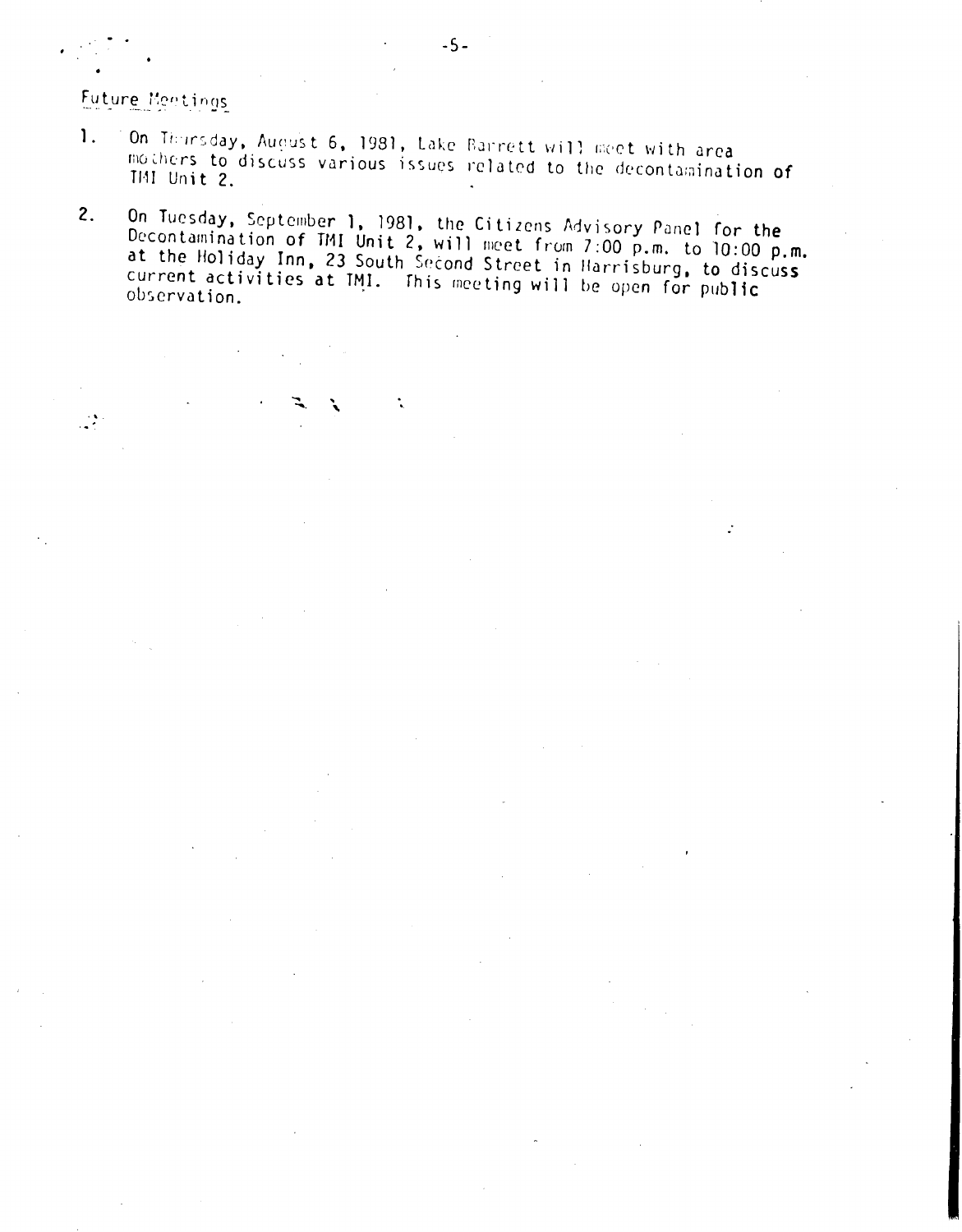Future Meetings

1. On Thursday, August 6, 1981, Lake Barrett will meet with area mothers to discuss various issues related to the decontamination of TMI Unit 2.

2. On Tuesday, September 1, 1981, the Citizens Advisory Panel for the Decontamination of TMI Unit 2, will meet from 7:00 p.m. to 10:00 p.m. at the Holiday Inn, 23 South Second Street in Harrisburg, to discuss current activities at TMI. This meeting will be open for public observation.